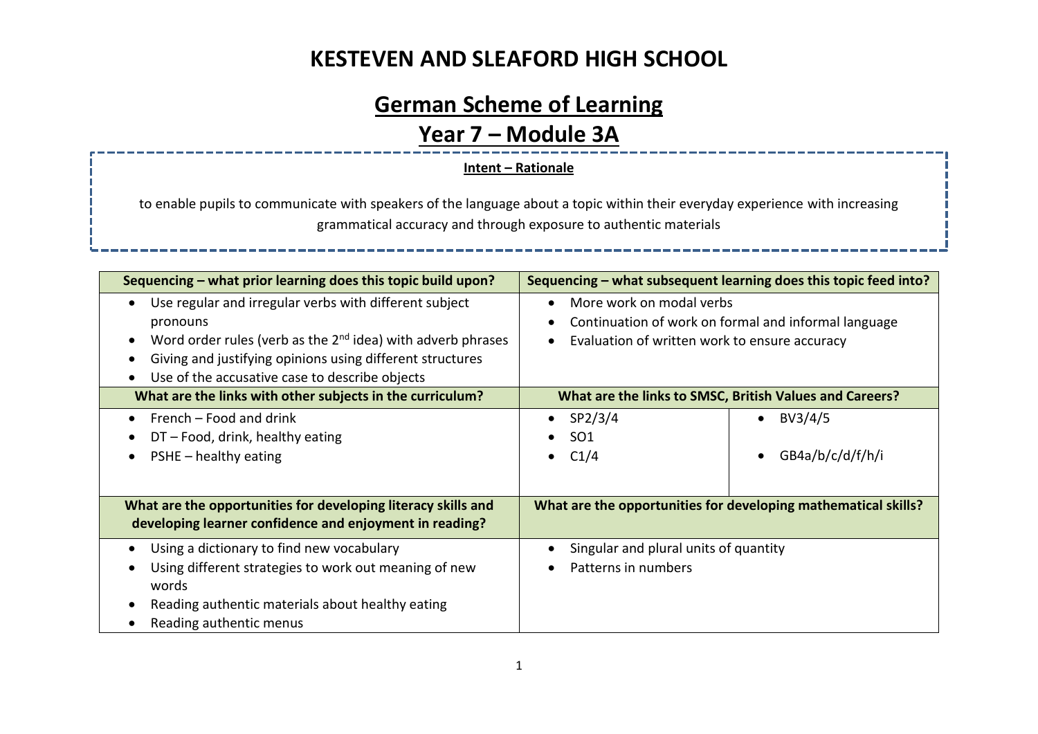# KESTEVEN AND SLEAFORD HIGH SCHOOL

## German Scheme of Learning

## Year 7 – Module 3A

**Intent – Rationale**

to enable pupils to communicate with speakers of the language about a topic within their everyday experience with increasing grammatical accuracy and through exposure to authentic materials

| Sequencing – what prior learning does this topic build upon? | Sequencing – what subsequent learning does this topic feed into? | |
|---|---|---|
| • Use regular and irregular verbs with different subject pronouns<br>• Word order rules (verb as the 2nd idea) with adverb phrases<br>• Giving and justifying opinions using different structures<br>• Use of the accusative case to describe objects | • More work on modal verbs<br>• Continuation of work on formal and informal language<br>• Evaluation of written work to ensure accuracy | |
| **What are the links with other subjects in the curriculum?** | **What are the links to SMSC, British Values and Careers?** | |
| • French – Food and drink<br>• DT – Food, drink, healthy eating<br>• PSHE – healthy eating | • SP2/3/4<br>• SO1<br>• C1/4 | • BV3/4/5<br>• GB4a/b/c/d/f/h/i |
| **What are the opportunities for developing literacy skills and developing learner confidence and enjoyment in reading?** | **What are the opportunities for developing mathematical skills?** | |
| • Using a dictionary to find new vocabulary<br>• Using different strategies to work out meaning of new words<br>• Reading authentic materials about healthy eating<br>• Reading authentic menus | • Singular and plural units of quantity<br>• Patterns in numbers | |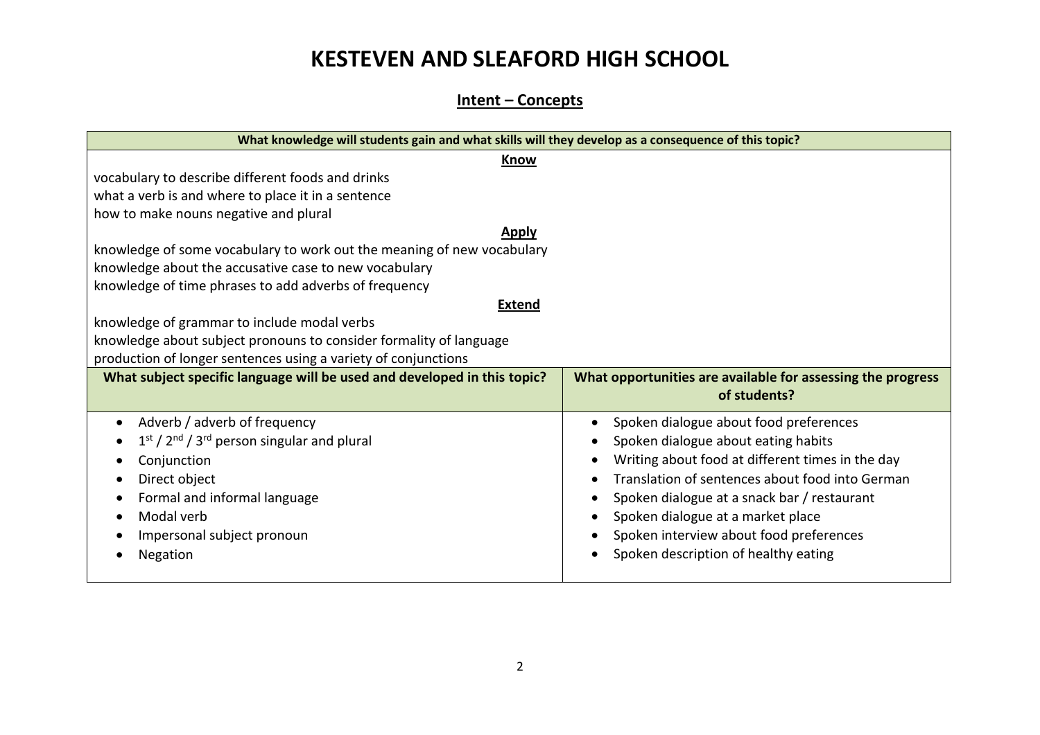# KESTEVEN AND SLEAFORD HIGH SCHOOL

## Intent – Concepts

| What knowledge will students gain and what skills will they develop as a consequence of this topic? | |
|---|---|
| **Know**<br>vocabulary to describe different foods and drinks<br>what a verb is and where to place it in a sentence<br>how to make nouns negative and plural<br>**Apply**<br>knowledge of some vocabulary to work out the meaning of new vocabulary<br>knowledge about the accusative case to new vocabulary<br>knowledge of time phrases to add adverbs of frequency<br>**Extend**<br>knowledge of grammar to include modal verbs<br>knowledge about subject pronouns to consider formality of language<br>production of longer sentences using a variety of conjunctions | |
| **What subject specific language will be used and developed in this topic?** | **What opportunities are available for assessing the progress of students?** |
| • Adverb / adverb of frequency<br>• 1st / 2nd / 3rd person singular and plural<br>• Conjunction<br>• Direct object<br>• Formal and informal language<br>• Modal verb<br>• Impersonal subject pronoun<br>• Negation | • Spoken dialogue about food preferences<br>• Spoken dialogue about eating habits<br>• Writing about food at different times in the day<br>• Translation of sentences about food into German<br>• Spoken dialogue at a snack bar / restaurant<br>• Spoken dialogue at a market place<br>• Spoken interview about food preferences<br>• Spoken description of healthy eating |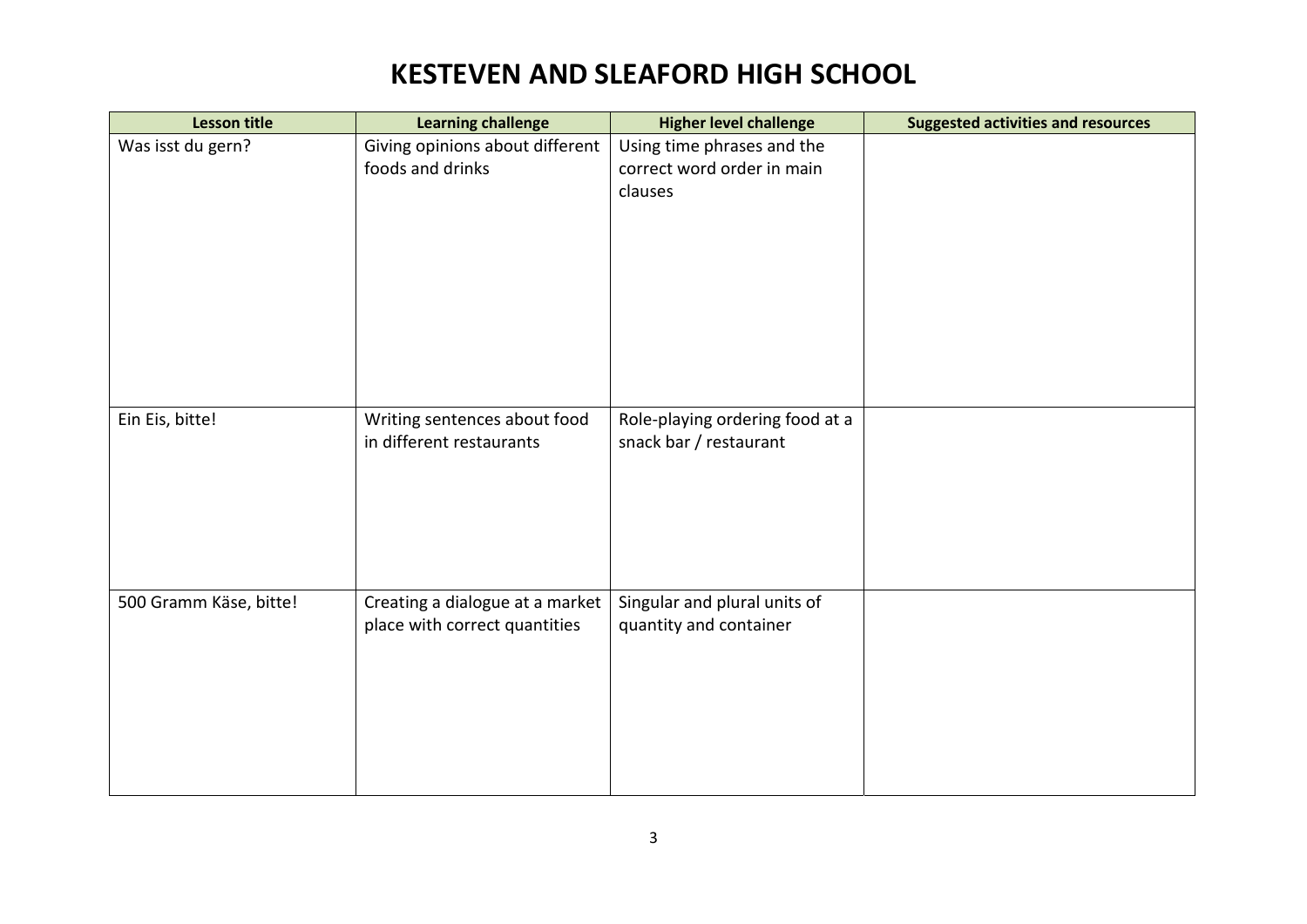# KESTEVEN AND SLEAFORD HIGH SCHOOL

| Lesson title | Learning challenge | Higher level challenge | Suggested activities and resources |
|---|---|---|---|
| Was isst du gern? | Giving opinions about different foods and drinks | Using time phrases and the correct word order in main clauses | |
| Ein Eis, bitte! | Writing sentences about food in different restaurants | Role-playing ordering food at a snack bar / restaurant | |
| 500 Gramm Käse, bitte! | Creating a dialogue at a market place with correct quantities | Singular and plural units of quantity and container | |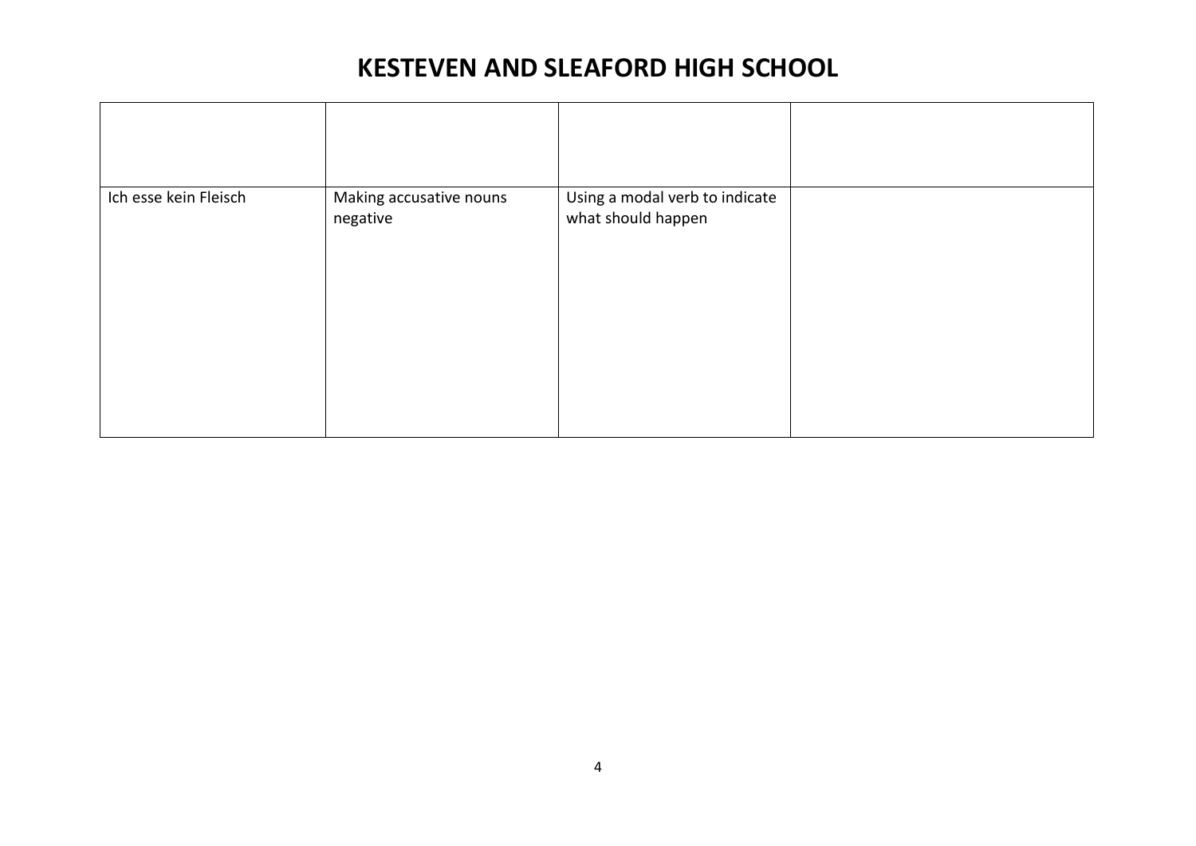# KESTEVEN AND SLEAFORD HIGH SCHOOL

| | | | |
|---|---|---|---|
| | | | |
| Ich esse kein Fleisch | Making accusative nouns negative | Using a modal verb to indicate what should happen | |